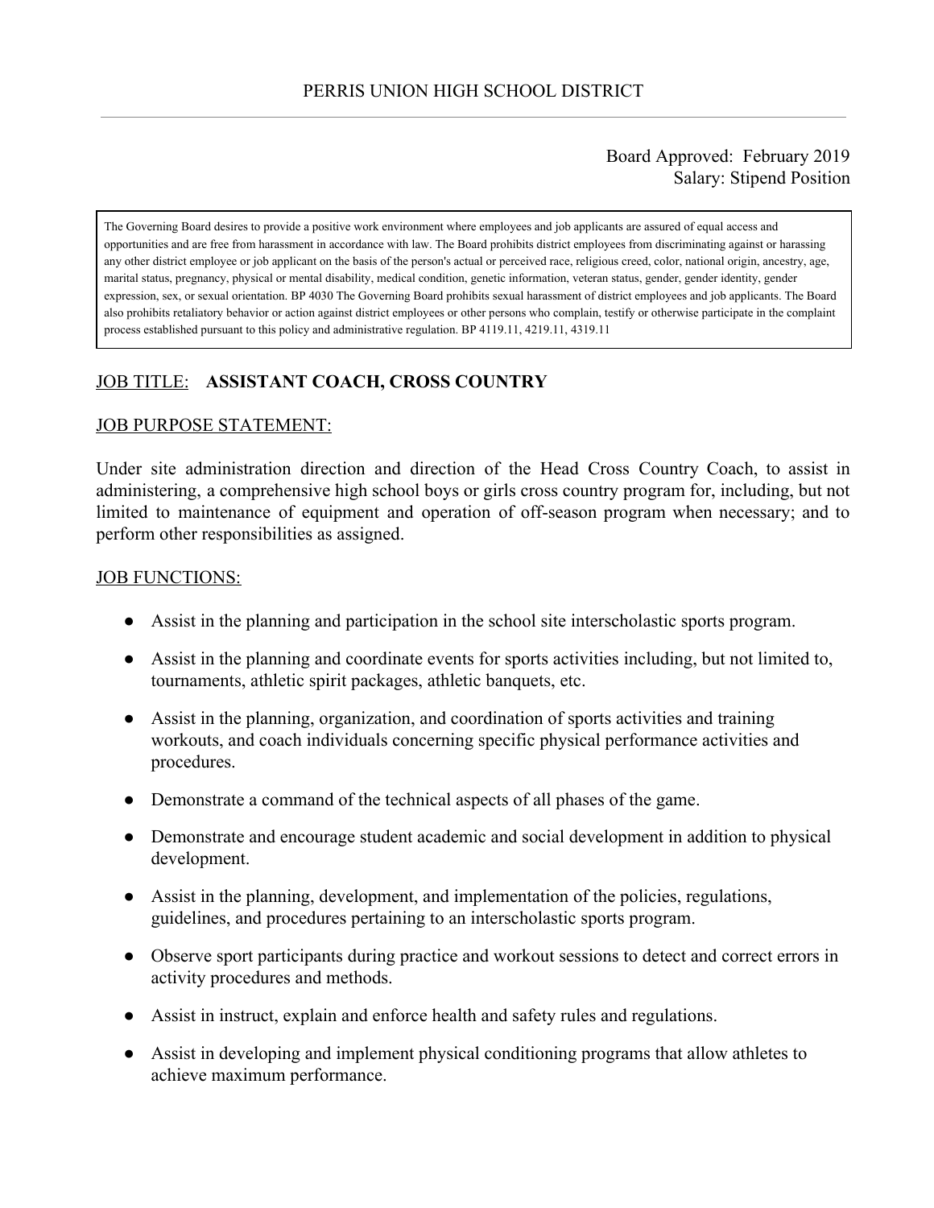# PERRIS UNION HIGH SCHOOL DISTRICT

Board Approved: February 2019
Salary: Stipend Position

> The Governing Board desires to provide a positive work environment where employees and job applicants are assured of equal access and opportunities and are free from harassment in accordance with law. The Board prohibits district employees from discriminating against or harassing any other district employee or job applicant on the basis of the person's actual or perceived race, religious creed, color, national origin, ancestry, age, marital status, pregnancy, physical or mental disability, medical condition, genetic information, veteran status, gender, gender identity, gender expression, sex, or sexual orientation. BP 4030 The Governing Board prohibits sexual harassment of district employees and job applicants. The Board also prohibits retaliatory behavior or action against district employees or other persons who complain, testify or otherwise participate in the complaint process established pursuant to this policy and administrative regulation. BP 4119.11, 4219.11, 4319.11

JOB TITLE: **ASSISTANT COACH, CROSS COUNTRY**

JOB PURPOSE STATEMENT:

Under site administration direction and direction of the Head Cross Country Coach, to assist in administering, a comprehensive high school boys or girls cross country program for, including, but not limited to maintenance of equipment and operation of off-season program when necessary; and to perform other responsibilities as assigned.

JOB FUNCTIONS:

- Assist in the planning and participation in the school site interscholastic sports program.
- Assist in the planning and coordinate events for sports activities including, but not limited to, tournaments, athletic spirit packages, athletic banquets, etc.
- Assist in the planning, organization, and coordination of sports activities and training workouts, and coach individuals concerning specific physical performance activities and procedures.
- Demonstrate a command of the technical aspects of all phases of the game.
- Demonstrate and encourage student academic and social development in addition to physical development.
- Assist in the planning, development, and implementation of the policies, regulations, guidelines, and procedures pertaining to an interscholastic sports program.
- Observe sport participants during practice and workout sessions to detect and correct errors in activity procedures and methods.
- Assist in instruct, explain and enforce health and safety rules and regulations.
- Assist in developing and implement physical conditioning programs that allow athletes to achieve maximum performance.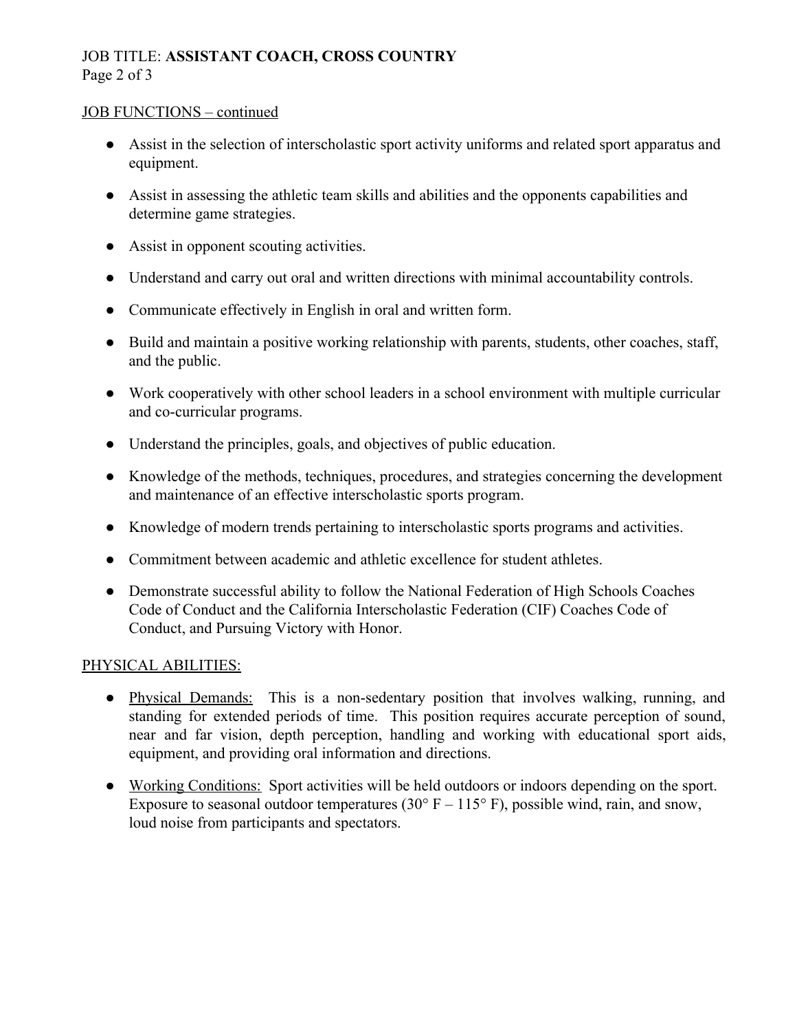## JOB FUNCTIONS – continued

- Assist in the selection of interscholastic sport activity uniforms and related sport apparatus and equipment.
- Assist in assessing the athletic team skills and abilities and the opponents capabilities and determine game strategies.
- Assist in opponent scouting activities.
- Understand and carry out oral and written directions with minimal accountability controls.
- Communicate effectively in English in oral and written form.
- Build and maintain a positive working relationship with parents, students, other coaches, staff, and the public.
- Work cooperatively with other school leaders in a school environment with multiple curricular and co-curricular programs.
- Understand the principles, goals, and objectives of public education.
- Knowledge of the methods, techniques, procedures, and strategies concerning the development and maintenance of an effective interscholastic sports program.
- Knowledge of modern trends pertaining to interscholastic sports programs and activities.
- Commitment between academic and athletic excellence for student athletes.
- Demonstrate successful ability to follow the National Federation of High Schools Coaches Code of Conduct and the California Interscholastic Federation (CIF) Coaches Code of Conduct, and Pursuing Victory with Honor.

## PHYSICAL ABILITIES:

- Physical Demands: This is a non-sedentary position that involves walking, running, and standing for extended periods of time. This position requires accurate perception of sound, near and far vision, depth perception, handling and working with educational sport aids, equipment, and providing oral information and directions.
- Working Conditions: Sport activities will be held outdoors or indoors depending on the sport. Exposure to seasonal outdoor temperatures (30° F – 115° F), possible wind, rain, and snow, loud noise from participants and spectators.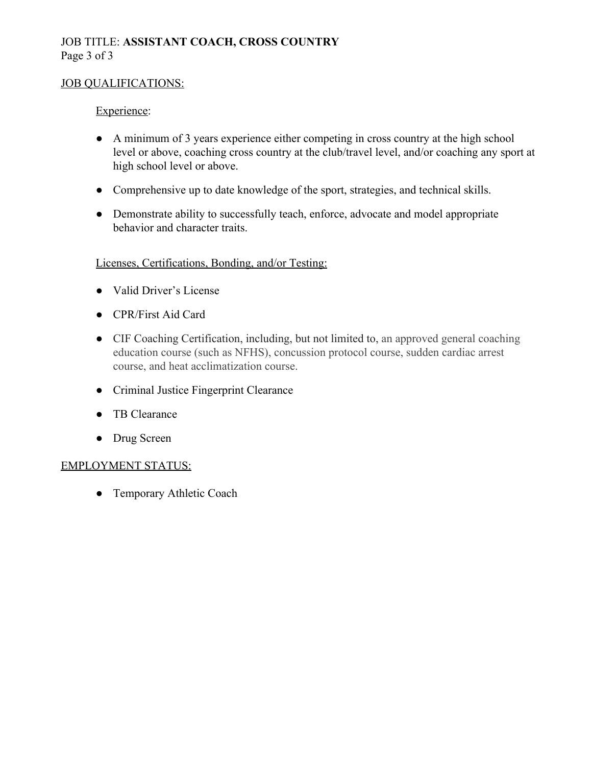## JOB QUALIFICATIONS:

### Experience:

- A minimum of 3 years experience either competing in cross country at the high school level or above, coaching cross country at the club/travel level, and/or coaching any sport at high school level or above.
- Comprehensive up to date knowledge of the sport, strategies, and technical skills.
- Demonstrate ability to successfully teach, enforce, advocate and model appropriate behavior and character traits.

### Licenses, Certifications, Bonding, and/or Testing:

- Valid Driver's License
- CPR/First Aid Card
- CIF Coaching Certification, including, but not limited to, an approved general coaching education course (such as NFHS), concussion protocol course, sudden cardiac arrest course, and heat acclimatization course.
- Criminal Justice Fingerprint Clearance
- TB Clearance
- Drug Screen

## EMPLOYMENT STATUS:

- Temporary Athletic Coach